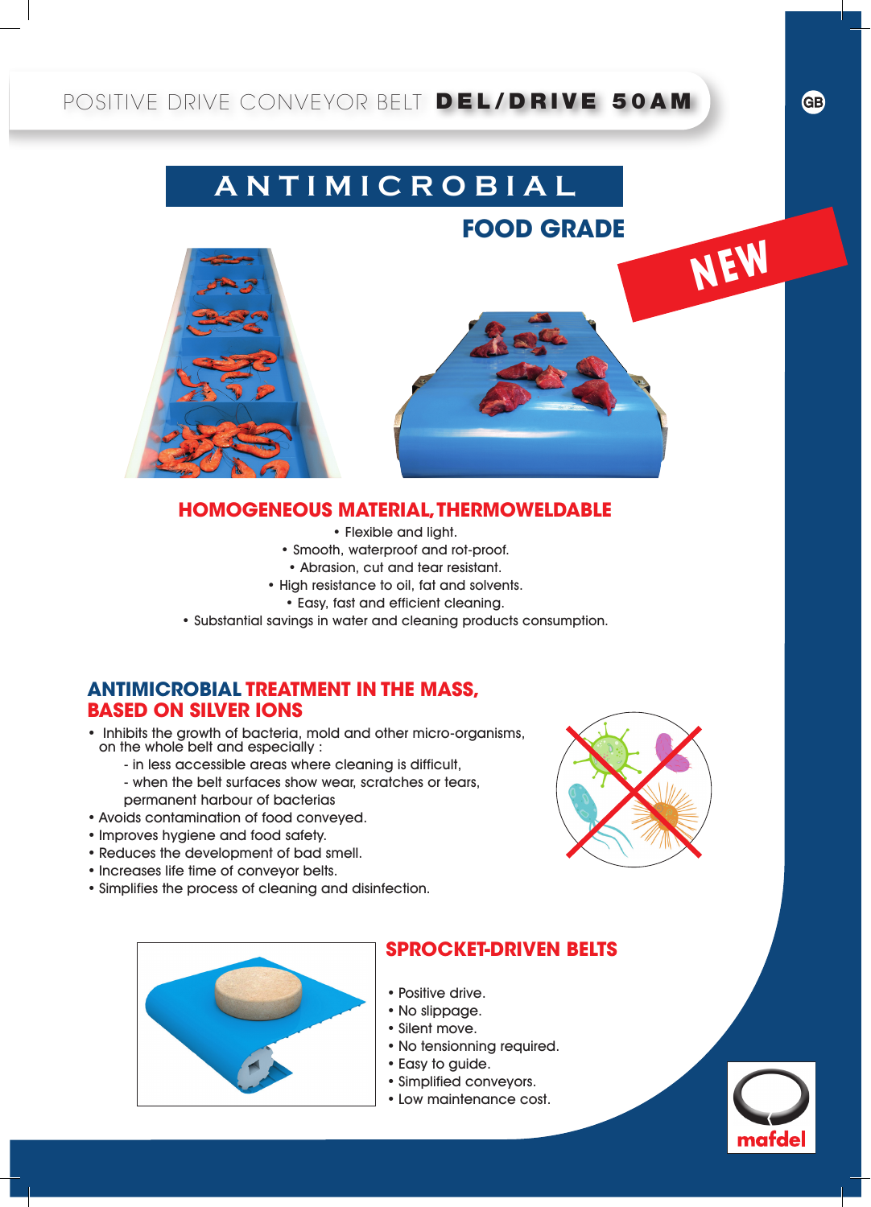# POSITIVE DRIVE CONVEYOR BELT **DEL/DRIVE 50AM**

GB

## ANTIMICROBIAL

### FOOD GRADE

NEW

## HOMOGENEOUS MATERIAL, THERMOWELDABLE

- Flexible and light.
- Smooth, waterproof and rot-proof.
- Abrasion, cut and tear resistant.
- High resistance to oil, fat and solvents.
- Easy, fast and efficient cleaning.
- Substantial savings in water and cleaning products consumption.

## ANTIMICROBIAL TREATMENT IN THE MASS, BASED ON SILVER IONS

- Inhibits the growth of bacteria, mold and other micro-organisms, on the whole belt and especially :
  - in less accessible areas where cleaning is difficult,
  - when the belt surfaces show wear, scratches or tears, permanent harbour of bacterias
- Avoids contamination of food conveyed.
- Improves hygiene and food safety.
- Reduces the development of bad smell.
- Increases life time of conveyor belts.
- Simplifies the process of cleaning and disinfection.

## SPROCKET-DRIVEN BELTS

- Positive drive.
- No slippage.
- Silent move.
- No tensionning required.
- Easy to guide.
- Simplified conveyors.
- Low maintenance cost.

mafdel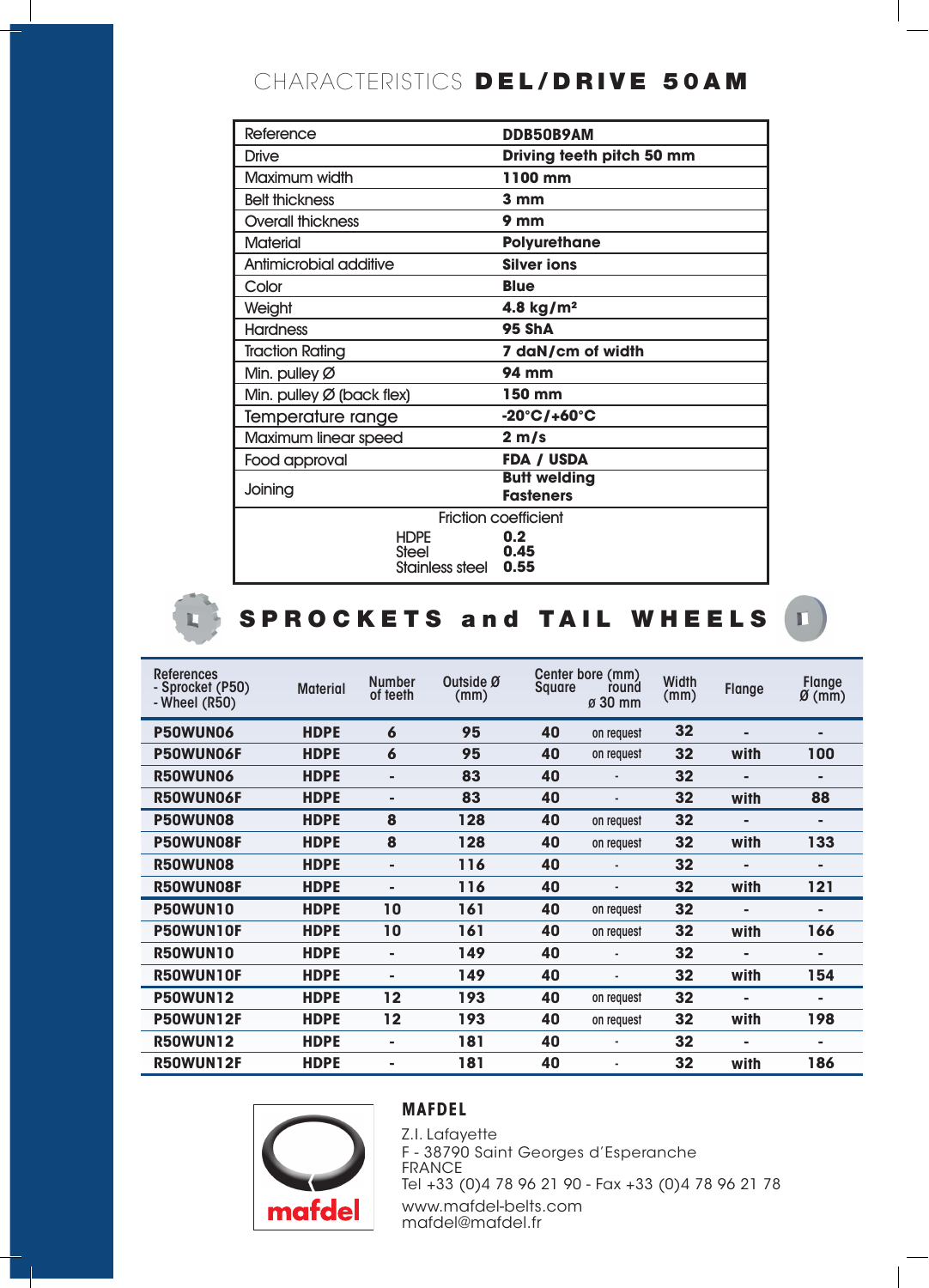# CHARACTERISTICS **DEL/DRIVE 50AM**

| | |
|---|---|
| Reference | **DDB50B9AM** |
| Drive | **Driving teeth pitch 50 mm** |
| Maximum width | **1100 mm** |
| Belt thickness | **3 mm** |
| Overall thickness | **9 mm** |
| Material | **Polyurethane** |
| Antimicrobial additive | **Silver ions** |
| Color | **Blue** |
| Weight | **4.8 kg/m²** |
| Hardness | **95 ShA** |
| Traction Rating | **7 daN/cm of width** |
| Min. pulley Ø | **94 mm** |
| Min. pulley Ø (back flex) | **150 mm** |
| Temperature range | **-20°C/+60°C** |
| Maximum linear speed | **2 m/s** |
| Food approval | **FDA / USDA** |
| Joining | **Butt welding**<br>**Fasteners** |
| Friction coefficient | |
| HDPE | **0.2** |
| Steel | **0.45** |
| Stainless steel | **0.55** |

## SPROCKETS and TAIL WHEELS

| References<br>- Sprocket (P50)<br>- Wheel (R50) | Material | Number of teeth | Outside Ø (mm) | Center bore (mm) Square | Center bore (mm) round ø 30 mm | Width (mm) | Flange | Flange Ø (mm) |
|---|---|---|---|---|---|---|---|---|
| **P50WUN06** | **HDPE** | **6** | **95** | **40** | on request | **32** | - | - |
| **P50WUN06F** | **HDPE** | **6** | **95** | **40** | on request | **32** | **with** | **100** |
| **R50WUN06** | **HDPE** | - | **83** | **40** | - | **32** | - | - |
| **R50WUN06F** | **HDPE** | - | **83** | **40** | - | **32** | **with** | **88** |
| **P50WUN08** | **HDPE** | **8** | **128** | **40** | on request | **32** | - | - |
| **P50WUN08F** | **HDPE** | **8** | **128** | **40** | on request | **32** | **with** | **133** |
| **R50WUN08** | **HDPE** | - | **116** | **40** | - | **32** | - | - |
| **R50WUN08F** | **HDPE** | - | **116** | **40** | - | **32** | **with** | **121** |
| **P50WUN10** | **HDPE** | **10** | **161** | **40** | on request | **32** | - | - |
| **P50WUN10F** | **HDPE** | **10** | **161** | **40** | on request | **32** | **with** | **166** |
| **R50WUN10** | **HDPE** | - | **149** | **40** | - | **32** | - | - |
| **R50WUN10F** | **HDPE** | - | **149** | **40** | - | **32** | **with** | **154** |
| **P50WUN12** | **HDPE** | **12** | **193** | **40** | on request | **32** | - | - |
| **P50WUN12F** | **HDPE** | **12** | **193** | **40** | on request | **32** | **with** | **198** |
| **R50WUN12** | **HDPE** | - | **181** | **40** | - | **32** | - | - |
| **R50WUN12F** | **HDPE** | - | **181** | **40** | - | **32** | **with** | **186** |

mafdel

**MAFDEL**

Z.I. Lafayette
F - 38790 Saint Georges d'Esperanche
FRANCE
Tel +33 (0)4 78 96 21 90 - Fax +33 (0)4 78 96 21 78
www.mafdel-belts.com
mafdel@mafdel.fr